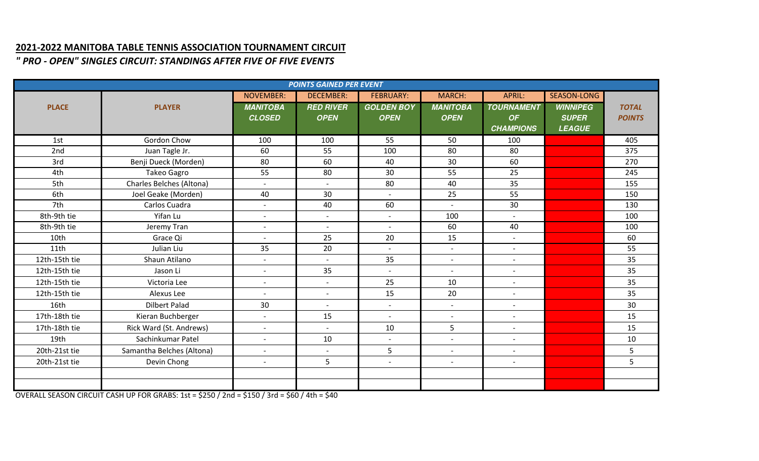## 2021-2022 MANITOBA TABLE TENNIS ASSOCIATION TOURNAMENT CIRCUIT

*" PRO - OPEN" SINGLES CIRCUIT: STANDINGS AFTER FIVE OF FIVE EVENTS*

| | | POINTS GAINED PER EVENT | | | | | | |
|---|---|---|---|---|---|---|---|---|
| PLACE | PLAYER | NOVEMBER: MANITOBA CLOSED | DECEMBER: RED RIVER OPEN | FEBRUARY: GOLDEN BOY OPEN | MARCH: MANITOBA OPEN | APRIL: TOURNAMENT OF CHAMPIONS | SEASON-LONG WINNIPEG SUPER LEAGUE | TOTAL POINTS |
| 1st | Gordon Chow | 100 | 100 | 55 | 50 | 100 | | 405 |
| 2nd | Juan Tagle Jr. | 60 | 55 | 100 | 80 | 80 | | 375 |
| 3rd | Benji Dueck (Morden) | 80 | 60 | 40 | 30 | 60 | | 270 |
| 4th | Takeo Gagro | 55 | 80 | 30 | 55 | 25 | | 245 |
| 5th | Charles Belches (Altona) | - | - | 80 | 40 | 35 | | 155 |
| 6th | Joel Geake (Morden) | 40 | 30 | - | 25 | 55 | | 150 |
| 7th | Carlos Cuadra | - | 40 | 60 | - | 30 | | 130 |
| 8th-9th tie | Yifan Lu | - | - | - | 100 | - | | 100 |
| 8th-9th tie | Jeremy Tran | - | - | - | 60 | 40 | | 100 |
| 10th | Grace Qi | - | 25 | 20 | 15 | - | | 60 |
| 11th | Julian Liu | 35 | 20 | - | - | - | | 55 |
| 12th-15th tie | Shaun Atilano | - | - | 35 | - | - | | 35 |
| 12th-15th tie | Jason Li | - | 35 | - | - | - | | 35 |
| 12th-15th tie | Victoria Lee | - | - | 25 | 10 | - | | 35 |
| 12th-15th tie | Alexus Lee | - | - | 15 | 20 | - | | 35 |
| 16th | Dilbert Palad | 30 | - | - | - | - | | 30 |
| 17th-18th tie | Kieran Buchberger | - | 15 | - | - | - | | 15 |
| 17th-18th tie | Rick Ward (St. Andrews) | - | - | 10 | 5 | - | | 15 |
| 19th | Sachinkumar Patel | - | 10 | - | - | - | | 10 |
| 20th-21st tie | Samantha Belches (Altona) | - | - | 5 | - | - | | 5 |
| 20th-21st tie | Devin Chong | - | 5 | - | - | - | | 5 |
| | | | | | | | | |
| | | | | | | | | |

OVERALL SEASON CIRCUIT CASH UP FOR GRABS: 1st = $250 / 2nd = $150 / 3rd = $60 / 4th = $40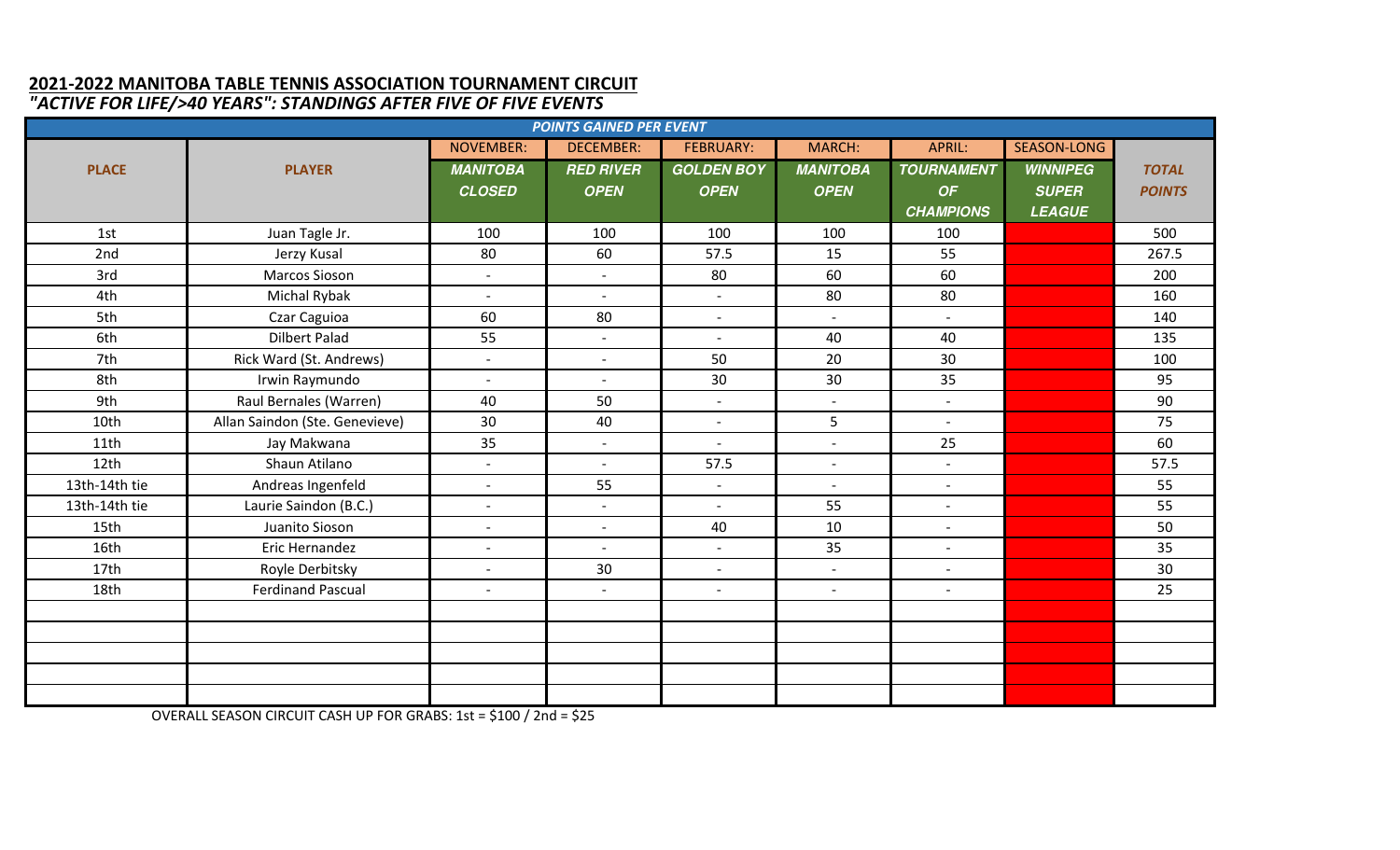## 2021-2022 MANITOBA TABLE TENNIS ASSOCIATION TOURNAMENT CIRCUIT

### *"ACTIVE FOR LIFE/>40 YEARS": STANDINGS AFTER FIVE OF FIVE EVENTS*

| | | POINTS GAINED PER EVENT | | | | | | |
|---|---|---|---|---|---|---|---|---|
| | | NOVEMBER: | DECEMBER: | FEBRUARY: | MARCH: | APRIL: | SEASON-LONG | |
| **PLACE** | **PLAYER** | ***MANITOBA CLOSED*** | ***RED RIVER OPEN*** | ***GOLDEN BOY OPEN*** | ***MANITOBA OPEN*** | ***TOURNAMENT OF CHAMPIONS*** | ***WINNIPEG SUPER LEAGUE*** | ***TOTAL POINTS*** |
| 1st | Juan Tagle Jr. | 100 | 100 | 100 | 100 | 100 | | 500 |
| 2nd | Jerzy Kusal | 80 | 60 | 57.5 | 15 | 55 | | 267.5 |
| 3rd | Marcos Sioson | - | - | 80 | 60 | 60 | | 200 |
| 4th | Michal Rybak | - | - | - | 80 | 80 | | 160 |
| 5th | Czar Caguioa | 60 | 80 | - | - | - | | 140 |
| 6th | Dilbert Palad | 55 | - | - | 40 | 40 | | 135 |
| 7th | Rick Ward (St. Andrews) | - | - | 50 | 20 | 30 | | 100 |
| 8th | Irwin Raymundo | - | - | 30 | 30 | 35 | | 95 |
| 9th | Raul Bernales (Warren) | 40 | 50 | - | - | - | | 90 |
| 10th | Allan Saindon (Ste. Genevieve) | 30 | 40 | - | 5 | - | | 75 |
| 11th | Jay Makwana | 35 | - | - | - | 25 | | 60 |
| 12th | Shaun Atilano | - | - | 57.5 | - | - | | 57.5 |
| 13th-14th tie | Andreas Ingenfeld | - | 55 | - | - | - | | 55 |
| 13th-14th tie | Laurie Saindon (B.C.) | - | - | - | 55 | - | | 55 |
| 15th | Juanito Sioson | - | - | 40 | 10 | - | | 50 |
| 16th | Eric Hernandez | - | - | - | 35 | - | | 35 |
| 17th | Royle Derbitsky | - | 30 | - | - | - | | 30 |
| 18th | Ferdinand Pascual | - | - | - | - | - | | 25 |
| | | | | | | | | |
| | | | | | | | | |
| | | | | | | | | |
| | | | | | | | | |
| | | | | | | | | |

OVERALL SEASON CIRCUIT CASH UP FOR GRABS: 1st = $100 / 2nd = $25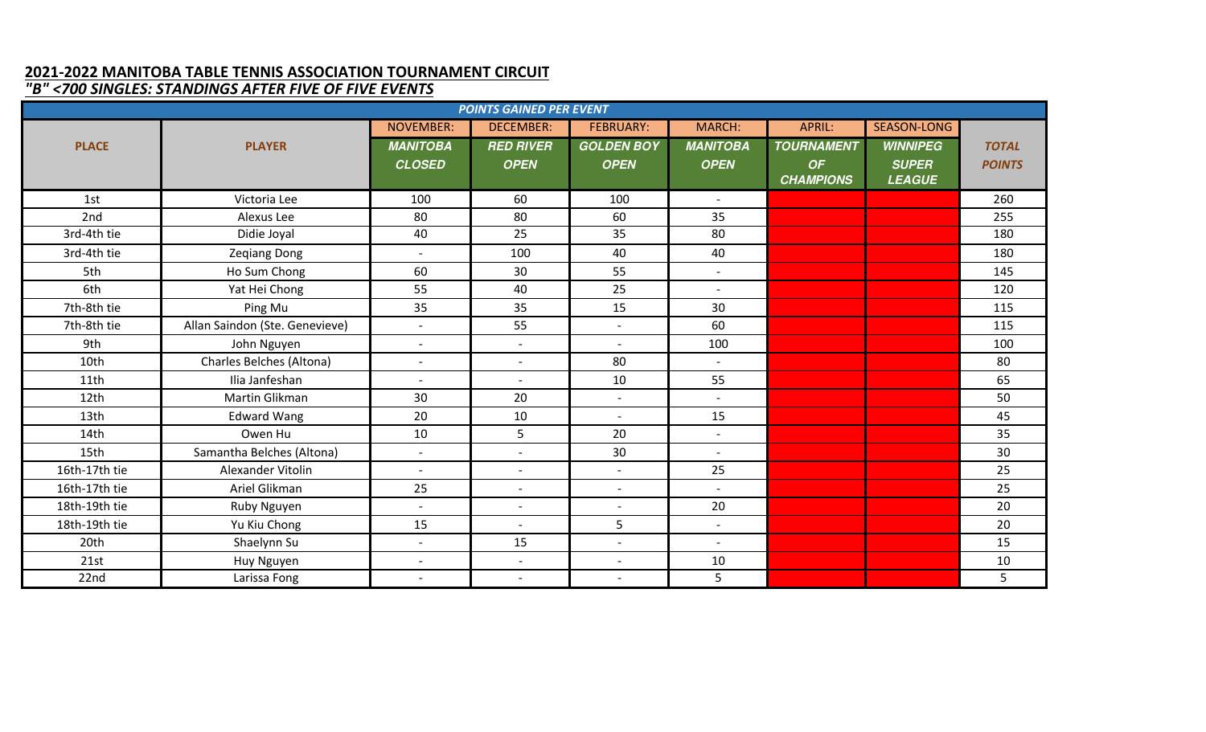## 2021-2022 MANITOBA TABLE TENNIS ASSOCIATION TOURNAMENT CIRCUIT

### *"B" <700 SINGLES: STANDINGS AFTER FIVE OF FIVE EVENTS*

| | | POINTS GAINED PER EVENT | | | | | | |
|---|---|---|---|---|---|---|---|---|
| **PLACE** | **PLAYER** | NOVEMBER: ***MANITOBA CLOSED*** | DECEMBER: ***RED RIVER OPEN*** | FEBRUARY: ***GOLDEN BOY OPEN*** | MARCH: ***MANITOBA OPEN*** | APRIL: ***TOURNAMENT OF CHAMPIONS*** | SEASON-LONG ***WINNIPEG SUPER LEAGUE*** | ***TOTAL POINTS*** |
| 1st | Victoria Lee | 100 | 60 | 100 | - | | | 260 |
| 2nd | Alexus Lee | 80 | 80 | 60 | 35 | | | 255 |
| 3rd-4th tie | Didie Joyal | 40 | 25 | 35 | 80 | | | 180 |
| 3rd-4th tie | Zeqiang Dong | - | 100 | 40 | 40 | | | 180 |
| 5th | Ho Sum Chong | 60 | 30 | 55 | - | | | 145 |
| 6th | Yat Hei Chong | 55 | 40 | 25 | - | | | 120 |
| 7th-8th tie | Ping Mu | 35 | 35 | 15 | 30 | | | 115 |
| 7th-8th tie | Allan Saindon (Ste. Genevieve) | - | 55 | - | 60 | | | 115 |
| 9th | John Nguyen | - | - | - | 100 | | | 100 |
| 10th | Charles Belches (Altona) | - | - | 80 | - | | | 80 |
| 11th | Ilia Janfeshan | - | - | 10 | 55 | | | 65 |
| 12th | Martin Glikman | 30 | 20 | - | - | | | 50 |
| 13th | Edward Wang | 20 | 10 | - | 15 | | | 45 |
| 14th | Owen Hu | 10 | 5 | 20 | - | | | 35 |
| 15th | Samantha Belches (Altona) | - | - | 30 | - | | | 30 |
| 16th-17th tie | Alexander Vitolin | - | - | - | 25 | | | 25 |
| 16th-17th tie | Ariel Glikman | 25 | - | - | - | | | 25 |
| 18th-19th tie | Ruby Nguyen | - | - | - | 20 | | | 20 |
| 18th-19th tie | Yu Kiu Chong | 15 | - | 5 | - | | | 20 |
| 20th | Shaelynn Su | - | 15 | - | - | | | 15 |
| 21st | Huy Nguyen | - | - | - | 10 | | | 10 |
| 22nd | Larissa Fong | - | - | - | 5 | | | 5 |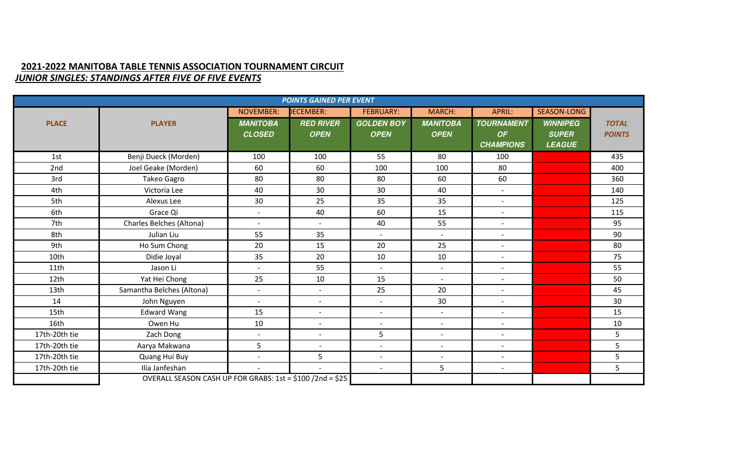## 2021-2022 MANITOBA TABLE TENNIS ASSOCIATION TOURNAMENT CIRCUIT

***JUNIOR SINGLES: STANDINGS AFTER FIVE OF FIVE EVENTS***

| POINTS GAINED PER EVENT | | | | | | | | |
|---|---|---|---|---|---|---|---|---|
| | | NOVEMBER: | DECEMBER: | FEBRUARY: | MARCH: | APRIL: | SEASON-LONG | |
| **PLACE** | **PLAYER** | ***MANITOBA CLOSED*** | ***RED RIVER OPEN*** | ***GOLDEN BOY OPEN*** | ***MANITOBA OPEN*** | ***TOURNAMENT OF CHAMPIONS*** | ***WINNIPEG SUPER LEAGUE*** | ***TOTAL POINTS*** |
| 1st | Benji Dueck (Morden) | 100 | 100 | 55 | 80 | 100 | | 435 |
| 2nd | Joel Geake (Morden) | 60 | 60 | 100 | 100 | 80 | | 400 |
| 3rd | Takeo Gagro | 80 | 80 | 80 | 60 | 60 | | 360 |
| 4th | Victoria Lee | 40 | 30 | 30 | 40 | - | | 140 |
| 5th | Alexus Lee | 30 | 25 | 35 | 35 | - | | 125 |
| 6th | Grace Qi | - | 40 | 60 | 15 | - | | 115 |
| 7th | Charles Belches (Altona) | - | - | 40 | 55 | - | | 95 |
| 8th | Julian Liu | 55 | 35 | - | - | - | | 90 |
| 9th | Ho Sum Chong | 20 | 15 | 20 | 25 | - | | 80 |
| 10th | Didie Joyal | 35 | 20 | 10 | 10 | - | | 75 |
| 11th | Jason Li | - | 55 | - | - | - | | 55 |
| 12th | Yat Hei Chong | 25 | 10 | 15 | - | - | | 50 |
| 13th | Samantha Belches (Altona) | - | - | 25 | 20 | - | | 45 |
| 14 | John Nguyen | - | - | - | 30 | - | | 30 |
| 15th | Edward Wang | 15 | - | - | - | - | | 15 |
| 16th | Owen Hu | 10 | - | - | - | - | | 10 |
| 17th-20th tie | Zach Dong | - | - | 5 | - | - | | 5 |
| 17th-20th tie | Aarya Makwana | 5 | - | - | - | - | | 5 |
| 17th-20th tie | Quang Hui Buy | - | 5 | - | - | - | | 5 |
| 17th-20th tie | Ilia Janfeshan | - | - | - | 5 | - | | 5 |
| | OVERALL SEASON CASH UP FOR GRABS: 1st = $100 /2nd = $25 | | | | | | | |